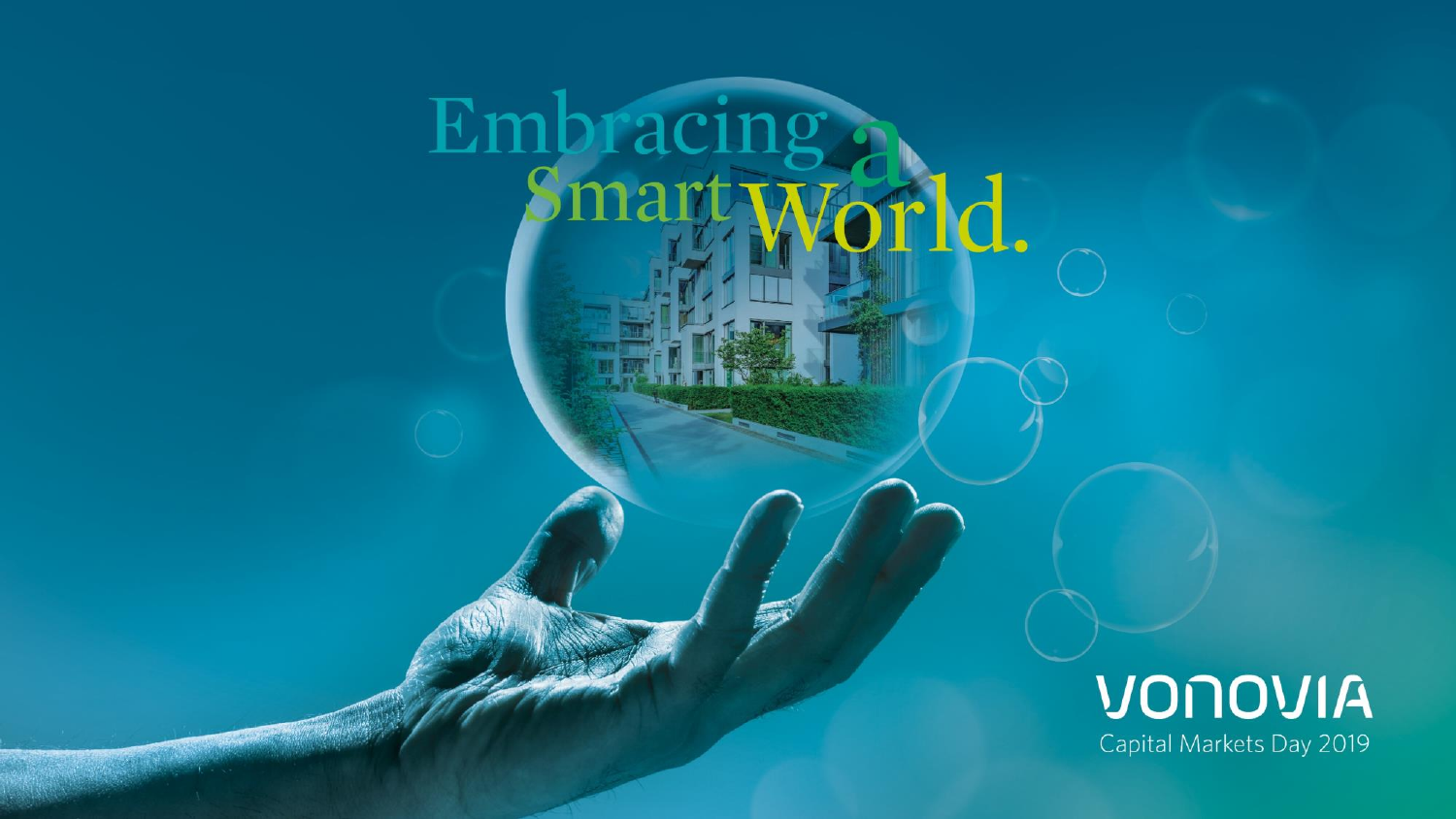# Embracing a Smart World.

VONOVIA

Capital Markets Day 2019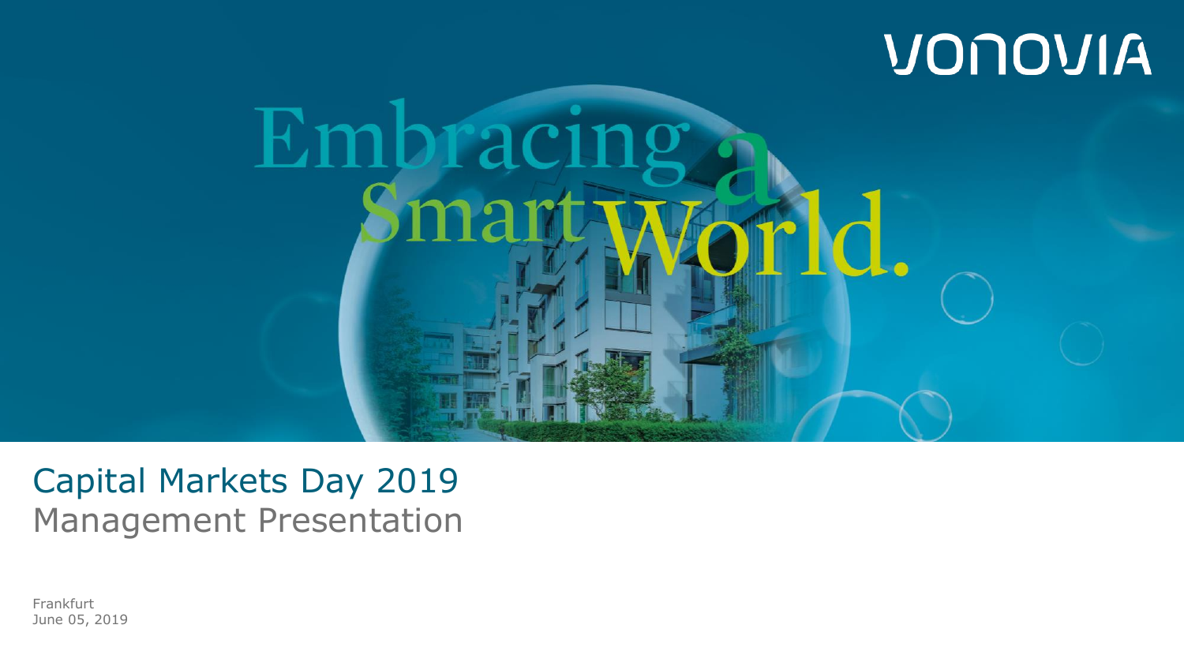VONOVIA

Embracing a Smart World.

# Capital Markets Day 2019

## Management Presentation

Frankfurt
June 05, 2019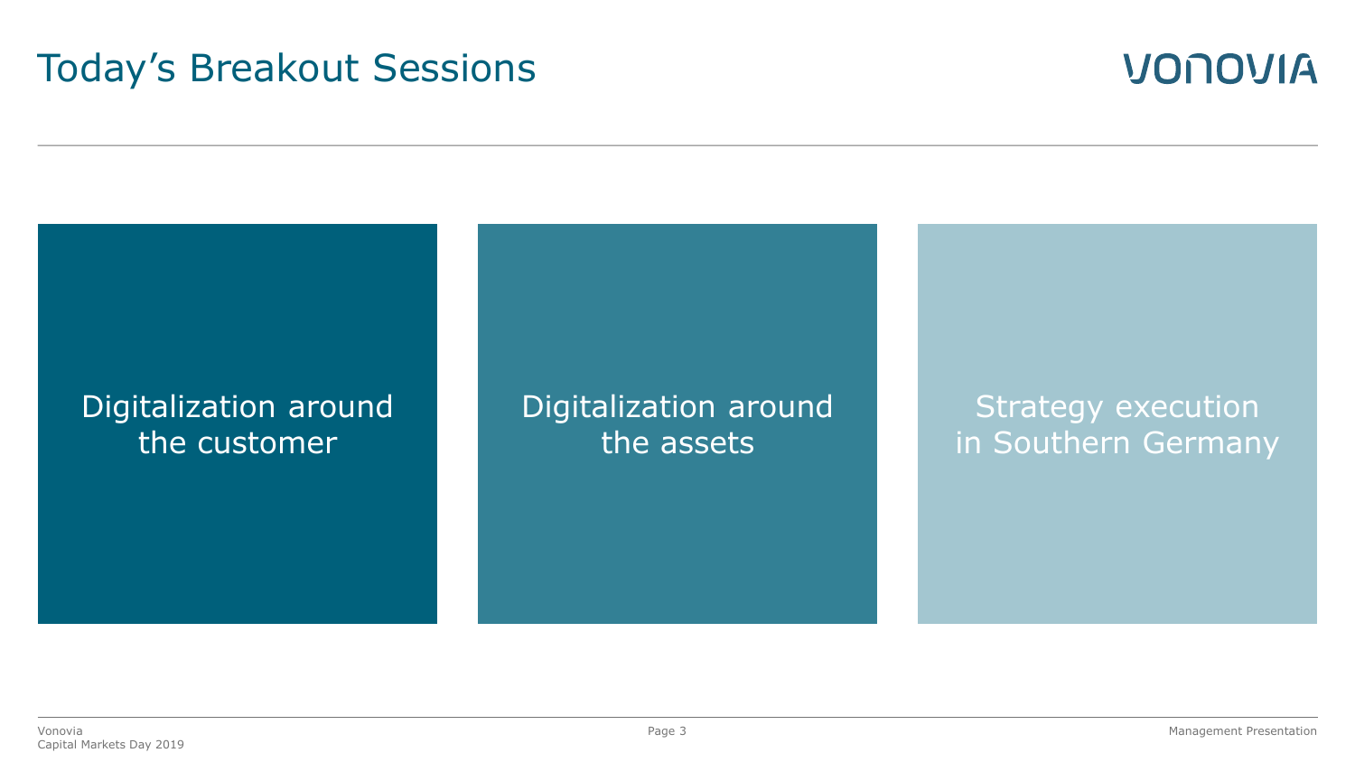# Today's Breakout Sessions

- Digitalization around the customer
- Digitalization around the assets
- Strategy execution in Southern Germany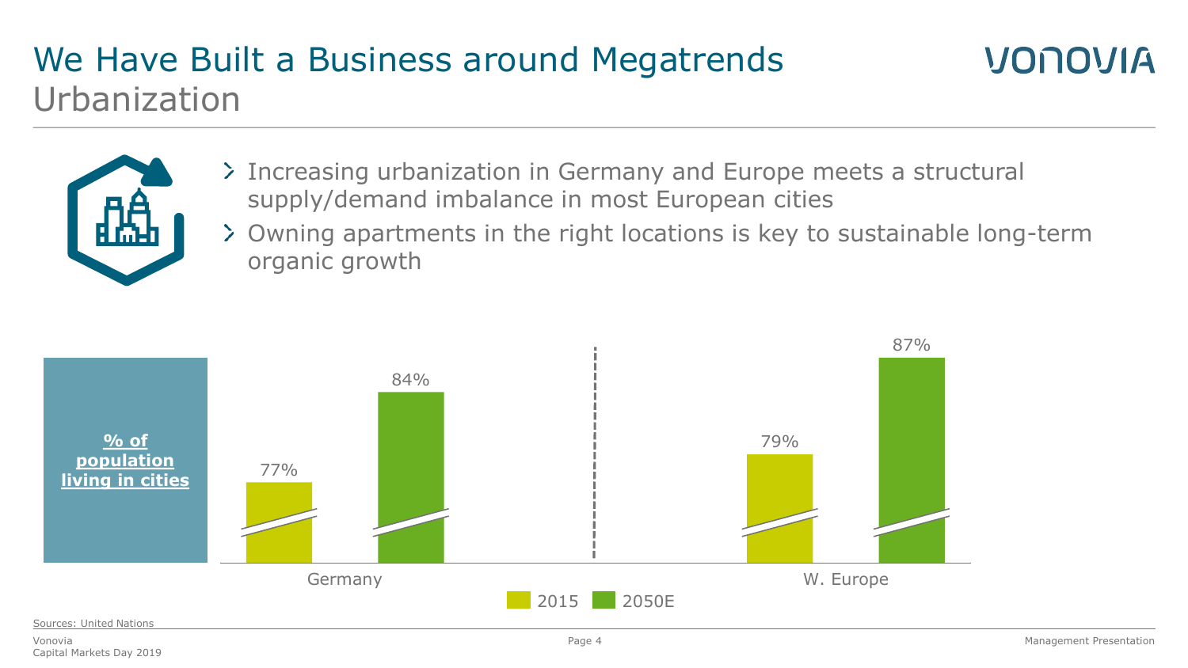# We Have Built a Business around Megatrends
## Urbanization

- Increasing urbanization in Germany and Europe meets a structural supply/demand imbalance in most European cities
- Owning apartments in the right locations is key to sustainable long-term organic growth

**% of population living in cities**

| | 2015 | 2050E |
|---|---|---|
| Germany | 77% | 84% |
| W. Europe | 79% | 87% |

Sources: United Nations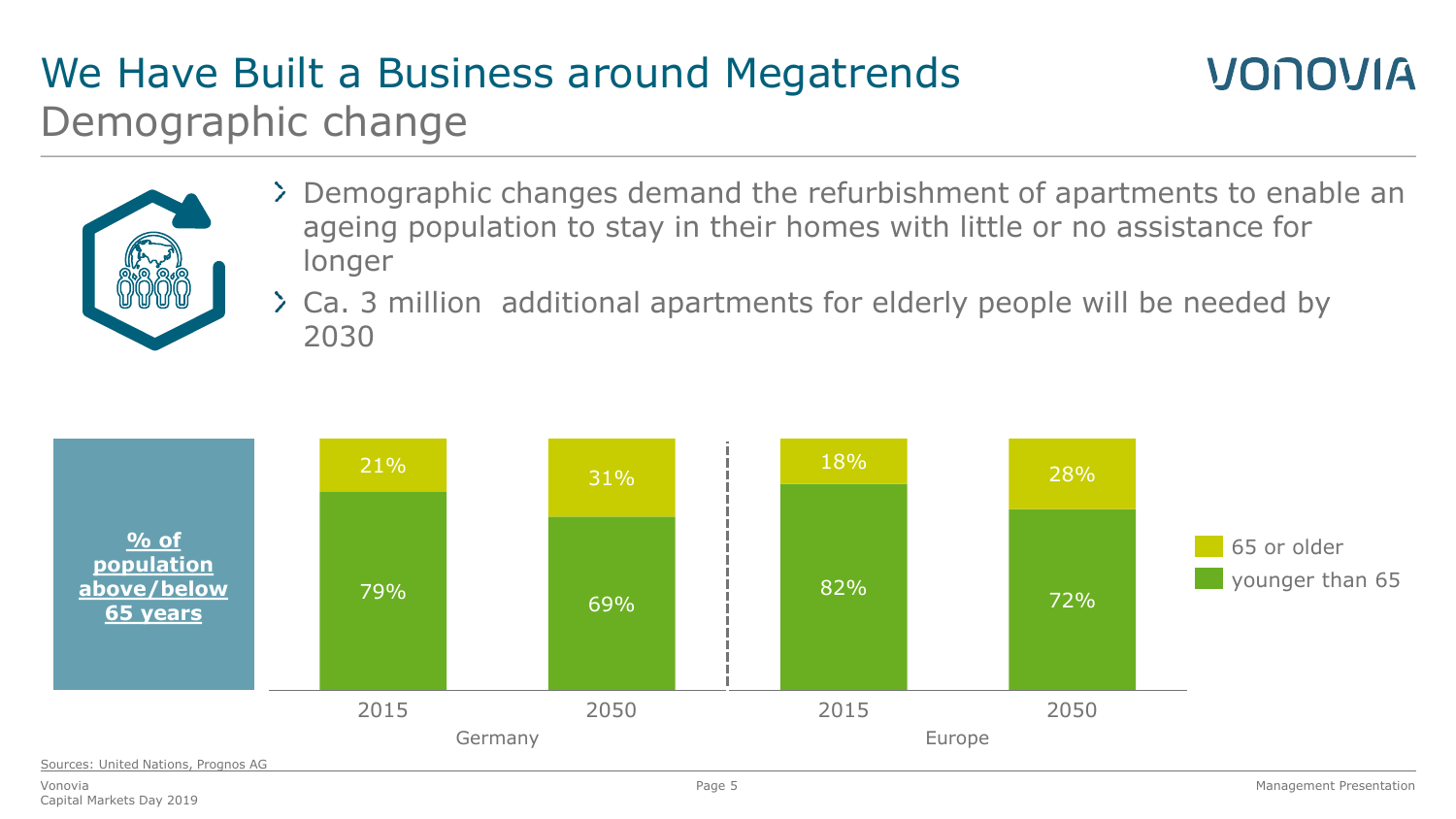# We Have Built a Business around Megatrends
## Demographic change

- Demographic changes demand the refurbishment of apartments to enable an ageing population to stay in their homes with little or no assistance for longer
- Ca. 3 million additional apartments for elderly people will be needed by 2030

**% of population above/below 65 years**

| | Germany 2015 | Germany 2050 | Europe 2015 | Europe 2050 |
|---|---|---|---|---|
| 65 or older | 21% | 31% | 18% | 28% |
| younger than 65 | 79% | 69% | 82% | 72% |

Sources: United Nations, Prognos AG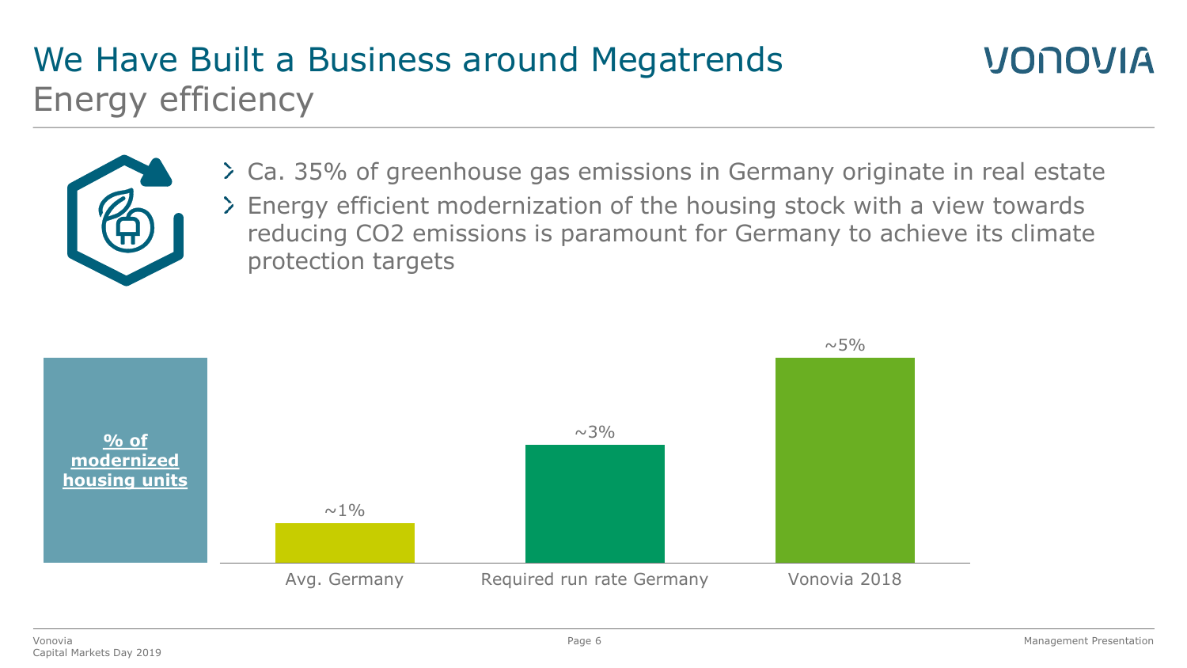# We Have Built a Business around Megatrends

## Energy efficiency

- Ca. 35% of greenhouse gas emissions in Germany originate in real estate
- Energy efficient modernization of the housing stock with a view towards reducing CO2 emissions is paramount for Germany to achieve its climate protection targets

**% of modernized housing units**

| | % of modernized housing units |
|---|---|
| Avg. Germany | ~1% |
| Required run rate Germany | ~3% |
| Vonovia 2018 | ~5% |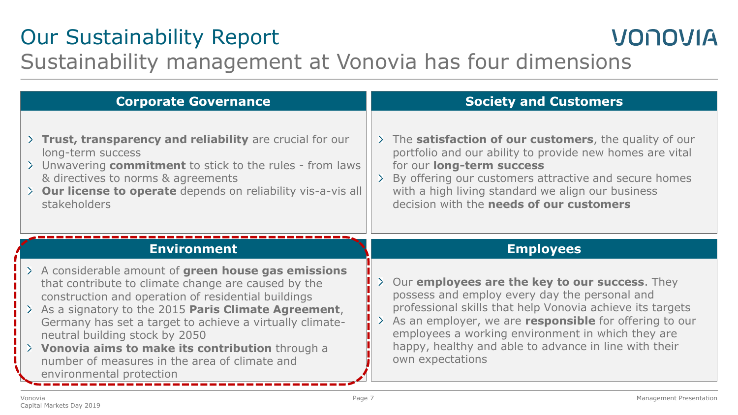# Our Sustainability Report

## Sustainability management at Vonovia has four dimensions

### Corporate Governance

- **Trust, transparency and reliability** are crucial for our long-term success
- Unwavering **commitment** to stick to the rules - from laws & directives to norms & agreements
- **Our license to operate** depends on reliability vis-a-vis all stakeholders

### Society and Customers

- The **satisfaction of our customers**, the quality of our portfolio and our ability to provide new homes are vital for our **long-term success**
- By offering our customers attractive and secure homes with a high living standard we align our business decision with the **needs of our customers**

### Environment

- A considerable amount of **green house gas emissions** that contribute to climate change are caused by the construction and operation of residential buildings
- As a signatory to the 2015 **Paris Climate Agreement**, Germany has set a target to achieve a virtually climate-neutral building stock by 2050
- **Vonovia aims to make its contribution** through a number of measures in the area of climate and environmental protection

### Employees

- Our **employees are the key to our success**. They possess and employ every day the personal and professional skills that help Vonovia achieve its targets
- As an employer, we are **responsible** for offering to our employees a working environment in which they are happy, healthy and able to advance in line with their own expectations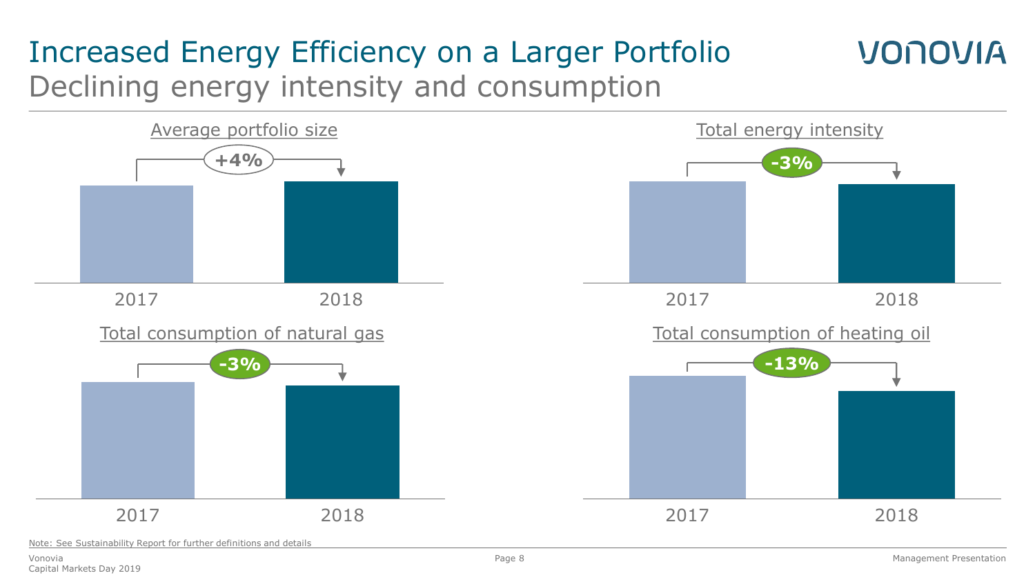# Increased Energy Efficiency on a Larger Portfolio

## Declining energy intensity and consumption

### Average portfolio size

2017 → 2018: +4%

### Total energy intensity

2017 → 2018: -3%

### Total consumption of natural gas

2017 → 2018: -3%

### Total consumption of heating oil

2017 → 2018: -13%

Note: See Sustainability Report for further definitions and details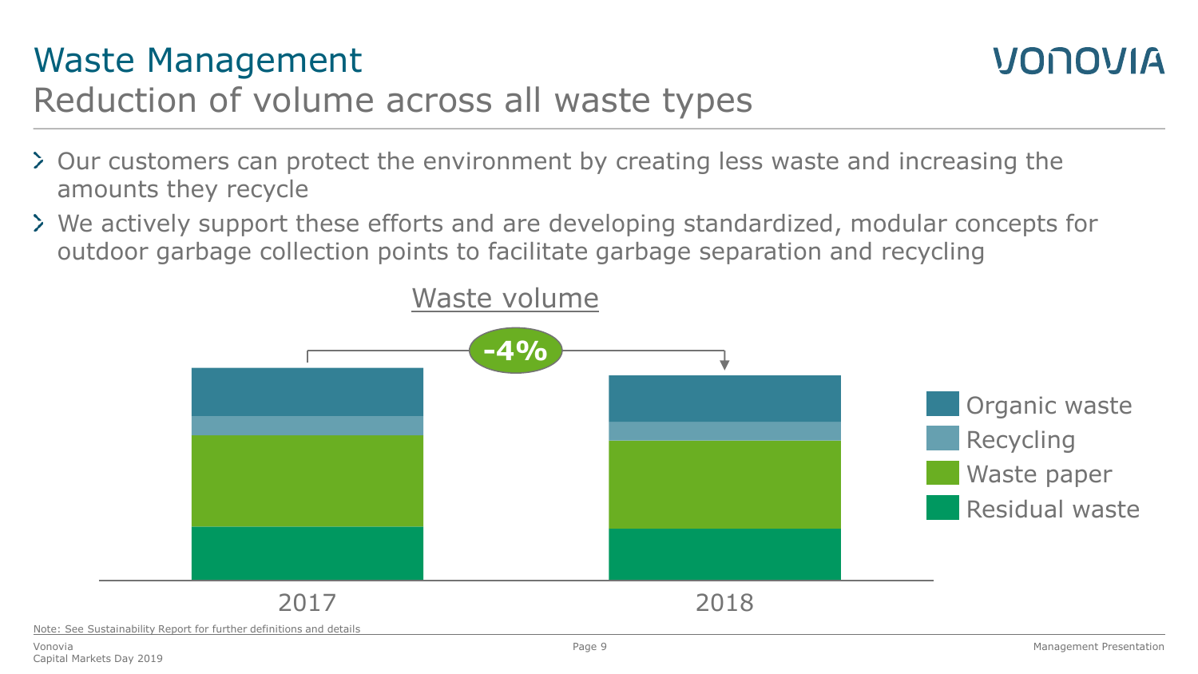# Waste Management

## Reduction of volume across all waste types

- Our customers can protect the environment by creating less waste and increasing the amounts they recycle
- We actively support these efforts and are developing standardized, modular concepts for outdoor garbage collection points to facilitate garbage separation and recycling

Waste volume

-4%

2017

2018

Organic waste

Recycling

Waste paper

Residual waste

Note: See Sustainability Report for further definitions and details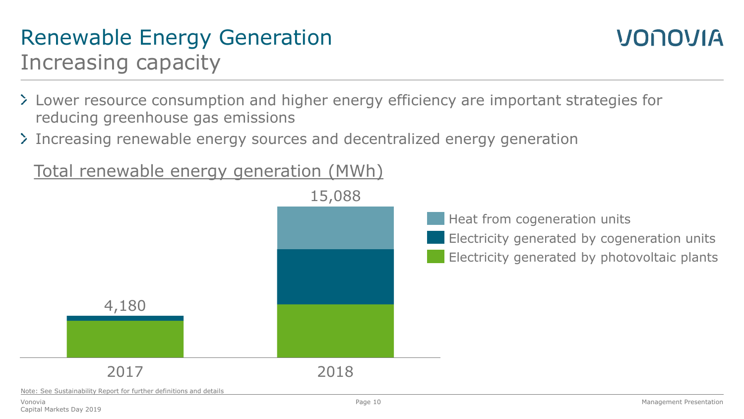# Renewable Energy Generation

## Increasing capacity

- Lower resource consumption and higher energy efficiency are important strategies for reducing greenhouse gas emissions
- Increasing renewable energy sources and decentralized energy generation

Total renewable energy generation (MWh)

| | 2017 | 2018 |
|---|---|---|
| Total | 4,180 | 15,088 |

Legend:
- Heat from cogeneration units
- Electricity generated by cogeneration units
- Electricity generated by photovoltaic plants

Note: See Sustainability Report for further definitions and details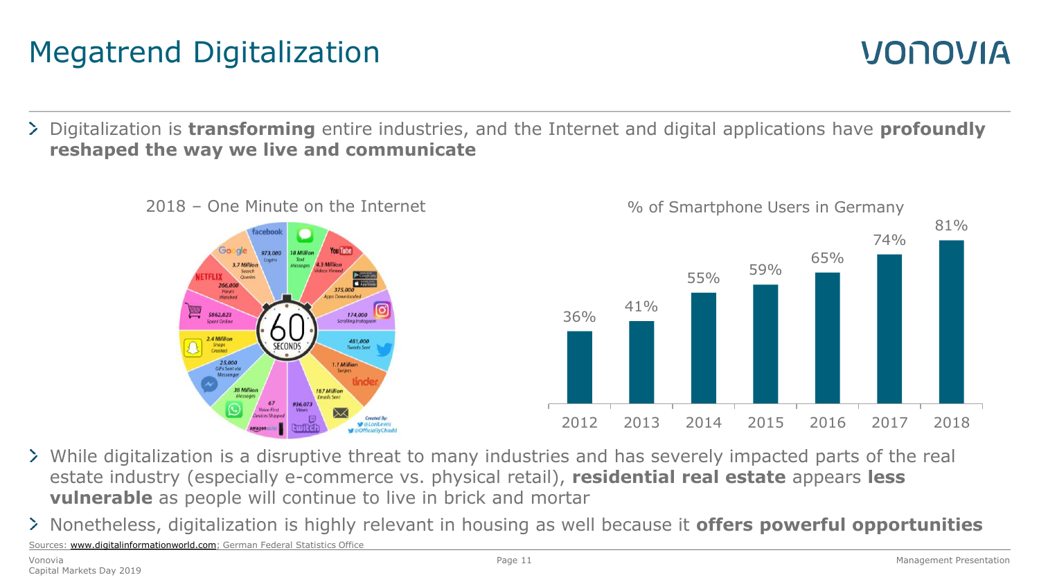# Megatrend Digitalization

- Digitalization is **transforming** entire industries, and the Internet and digital applications have **profoundly reshaped the way we live and communicate**

2018 – One Minute on the Internet

| 60 seconds | |
|---|---|
| Facebook | 973,000 Logins |
| Text Messages | 18 Million |
| YouTube | 4.3 Million Videos Viewed |
| Google Play / App Store | 375,000 Apps Downloaded |
| Instagram | 174,000 Scrolling Instagram |
| Twitter | 481,000 Tweets Sent |
| Tinder | 1.1 Million Swipes |
| Email | 187 Million Emails Sent |
| Twitch | 936,073 Views |
| Amazon Echo | 67 Voice-First Devices Shipped |
| WhatsApp | 38 Million Messages |
| Messenger | 25,000 GIFs Sent via Messenger |
| Snapchat | 2.4 Million Snaps Created |
| Online shopping | $862,823 Spent Online |
| Netflix | 266,000 Hours Watched |
| Google | 3.7 Million Search Queries |

Created By: @LoriLewis @OfficiallyChadd

% of Smartphone Users in Germany

| Year | % |
|---|---|
| 2012 | 36% |
| 2013 | 41% |
| 2014 | 55% |
| 2015 | 59% |
| 2016 | 65% |
| 2017 | 74% |
| 2018 | 81% |

- While digitalization is a disruptive threat to many industries and has severely impacted parts of the real estate industry (especially e-commerce vs. physical retail), **residential real estate** appears **less vulnerable** as people will continue to live in brick and mortar
- Nonetheless, digitalization is highly relevant in housing as well because it **offers powerful opportunities**

Sources: www.digitalinformationworld.com; German Federal Statistics Office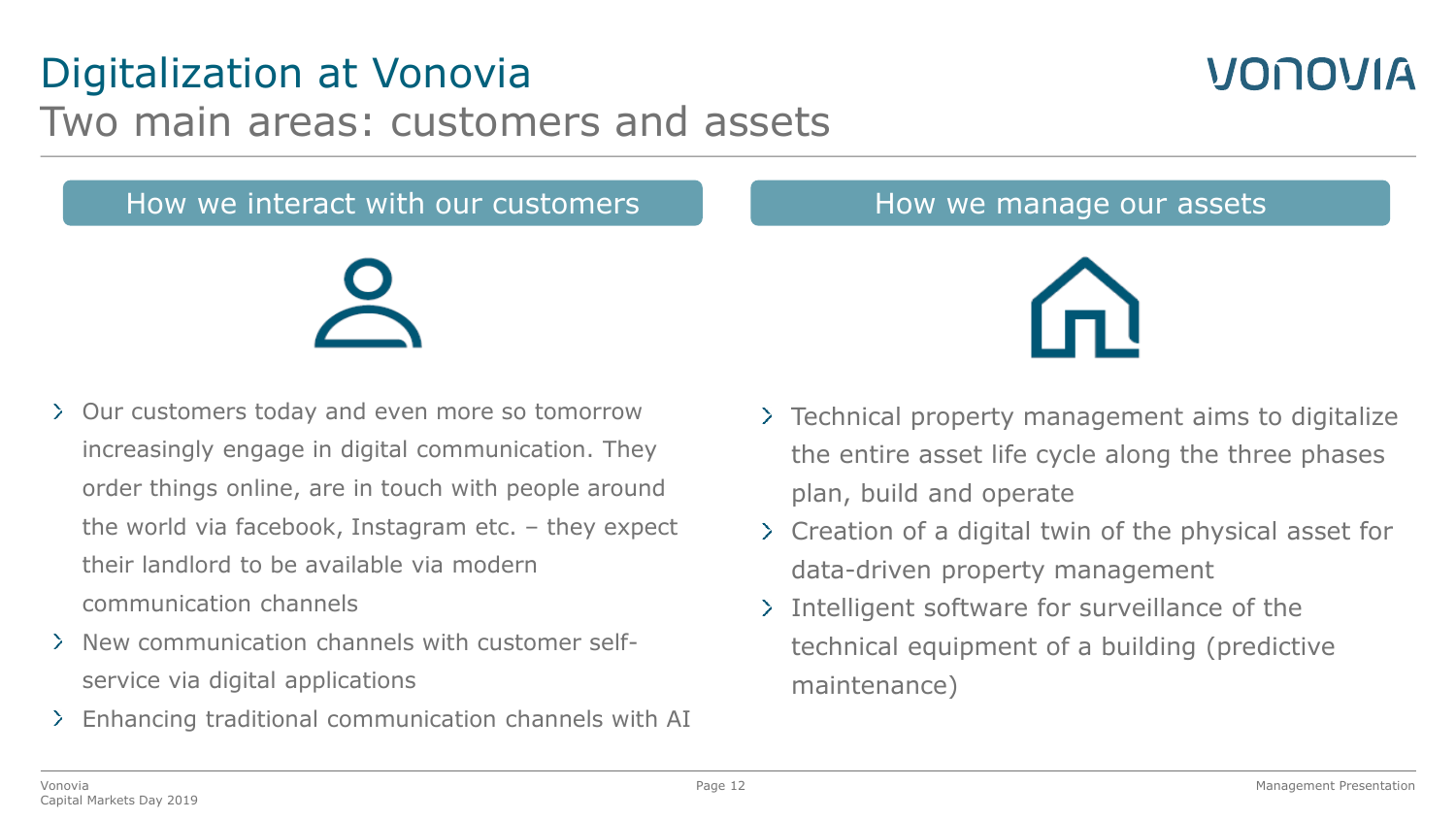# Digitalization at Vonovia

## Two main areas: customers and assets

### How we interact with our customers

- Our customers today and even more so tomorrow increasingly engage in digital communication. They order things online, are in touch with people around the world via facebook, Instagram etc. – they expect their landlord to be available via modern communication channels
- New communication channels with customer self-service via digital applications
- Enhancing traditional communication channels with AI

### How we manage our assets

- Technical property management aims to digitalize the entire asset life cycle along the three phases plan, build and operate
- Creation of a digital twin of the physical asset for data-driven property management
- Intelligent software for surveillance of the technical equipment of a building (predictive maintenance)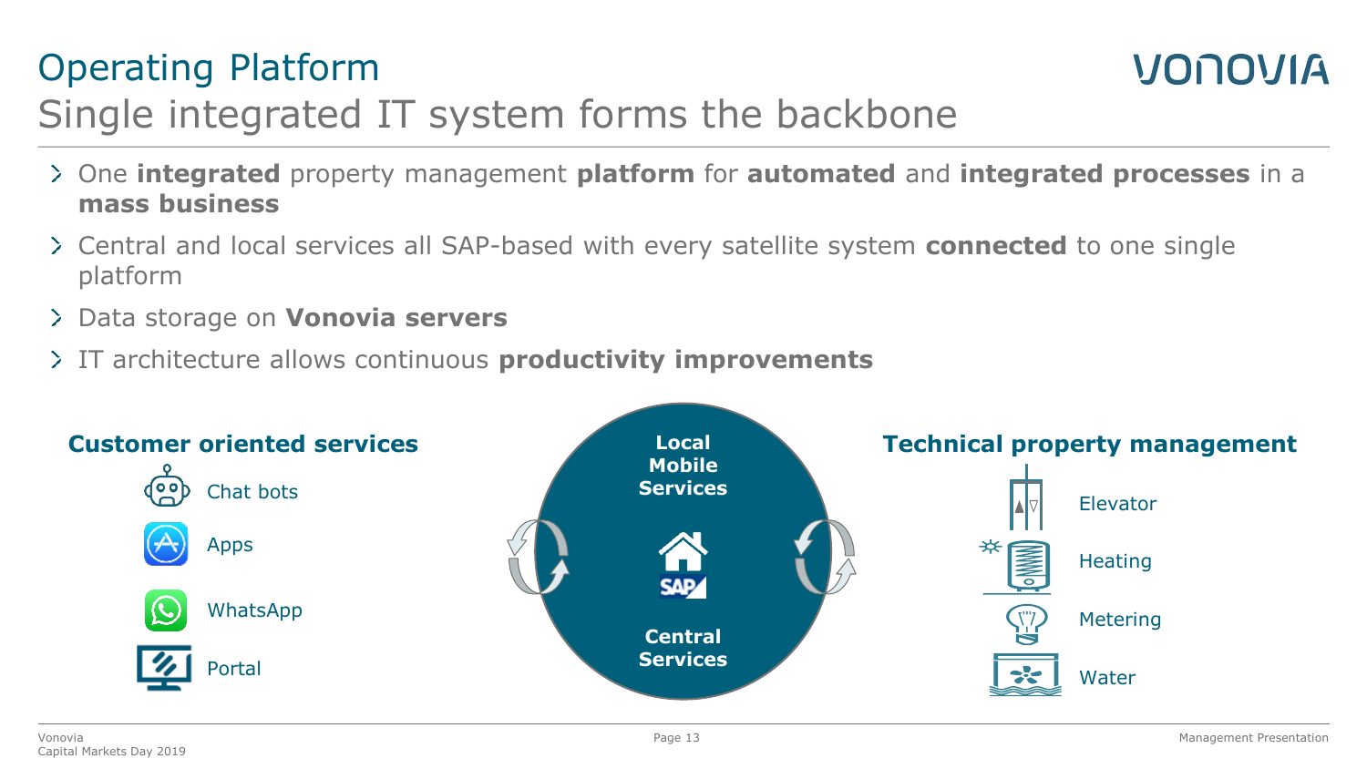# Operating Platform

## Single integrated IT system forms the backbone

- One **integrated** property management **platform** for **automated** and **integrated processes** in a **mass business**
- Central and local services all SAP-based with every satellite system **connected** to one single platform
- Data storage on **Vonovia servers**
- IT architecture allows continuous **productivity improvements**

### Customer oriented services

- Chat bots
- Apps
- WhatsApp
- Portal

**Local Mobile Services**

**Central Services**

### Technical property management

- Elevator
- Heating
- Metering
- Water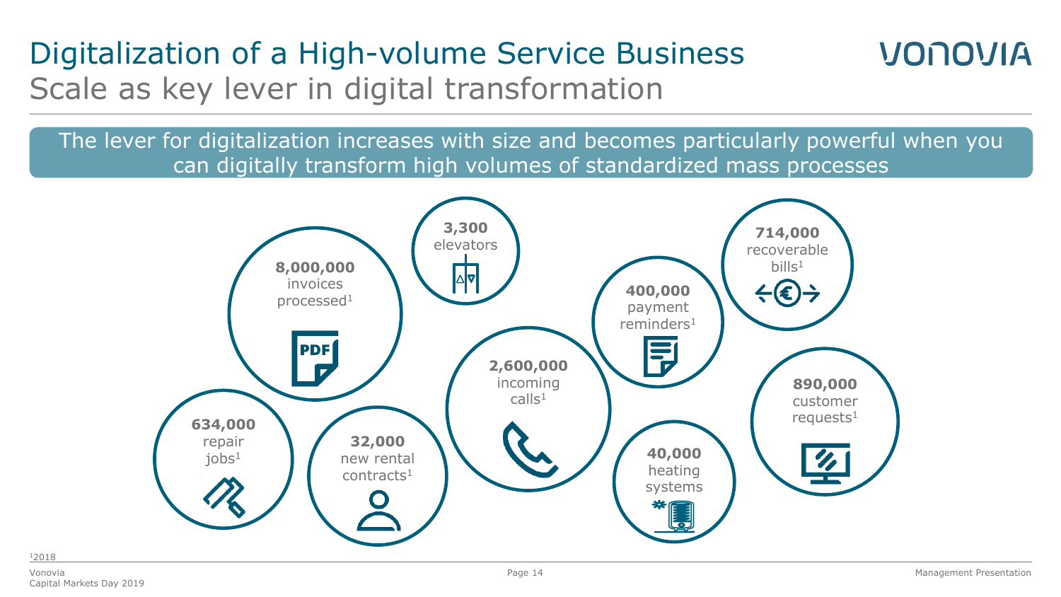# Digitalization of a High-volume Service Business

## Scale as key lever in digital transformation

The lever for digitalization increases with size and becomes particularly powerful when you can digitally transform high volumes of standardized mass processes

- **8,000,000** invoices processed[1]
- **3,300** elevators
- **400,000** payment reminders[1]
- **714,000** recoverable bills[1]
- **2,600,000** incoming calls[1]
- **890,000** customer requests[1]
- **634,000** repair jobs[1]
- **32,000** new rental contracts[1]
- **40,000** heating systems

[1] 2018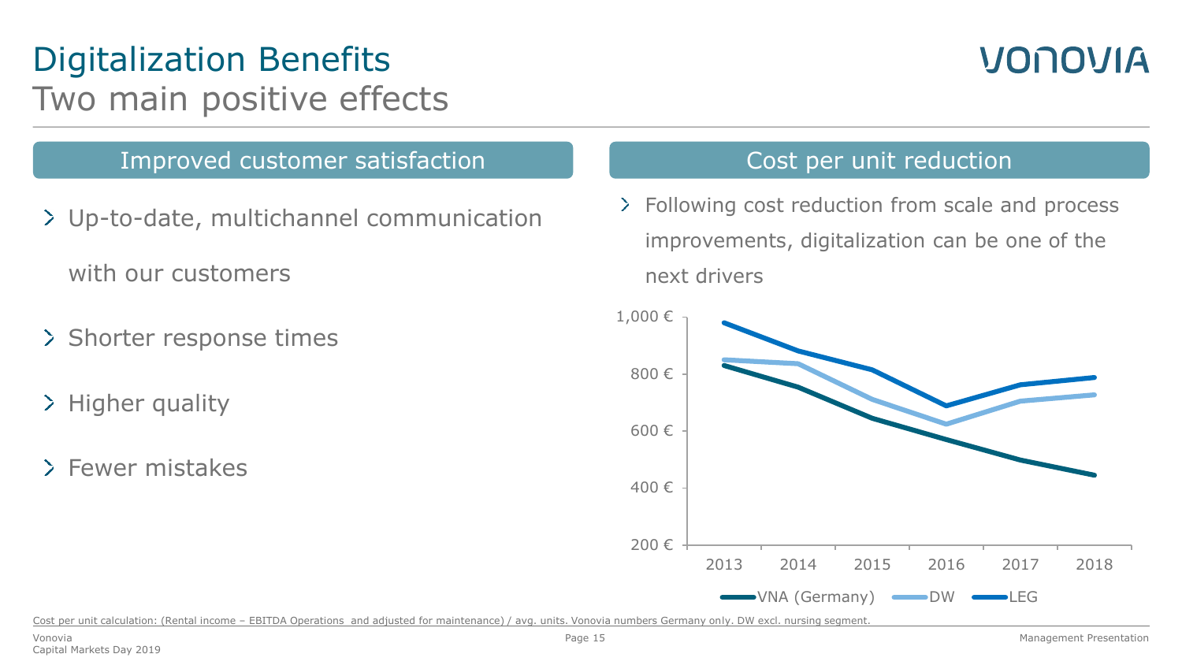# Digitalization Benefits

## Two main positive effects

### Improved customer satisfaction

- Up-to-date, multichannel communication with our customers
- Shorter response times
- Higher quality
- Fewer mistakes

### Cost per unit reduction

- Following cost reduction from scale and process improvements, digitalization can be one of the next drivers

Cost per unit calculation: (Rental income – EBITDA Operations and adjusted for maintenance) / avg. units. Vonovia numbers Germany only. DW excl. nursing segment.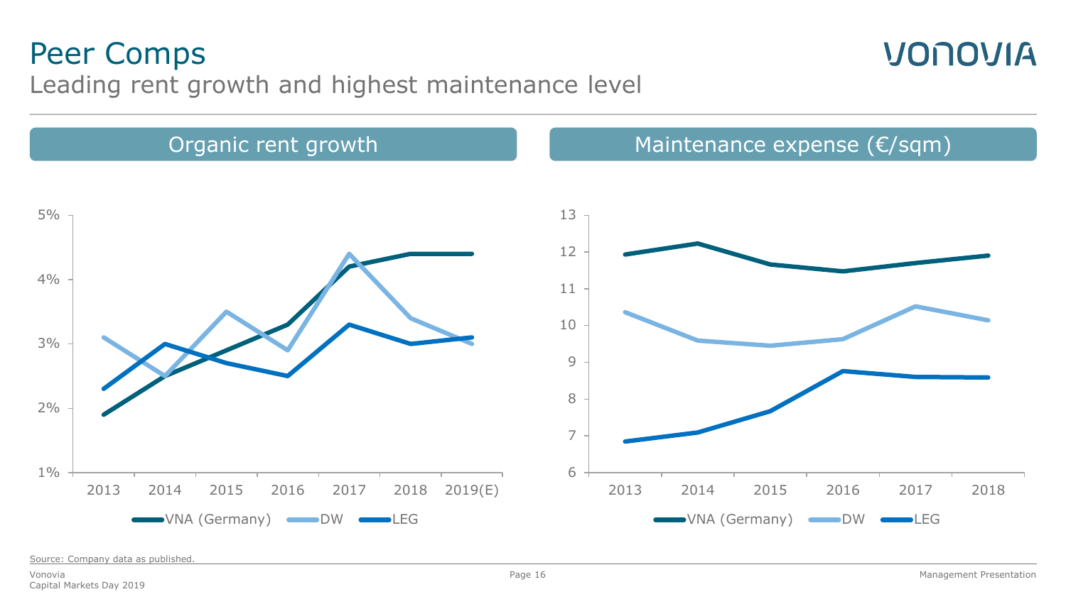# Peer Comps

## Leading rent growth and highest maintenance level

### Organic rent growth

5%
4%
3%
2%
1%

2013 2014 2015 2016 2017 2018 2019(E)

VNA (Germany) DW LEG

### Maintenance expense (€/sqm)

13
12
11
10
9
8
7
6

2013 2014 2015 2016 2017 2018

VNA (Germany) DW LEG

Source: Company data as published.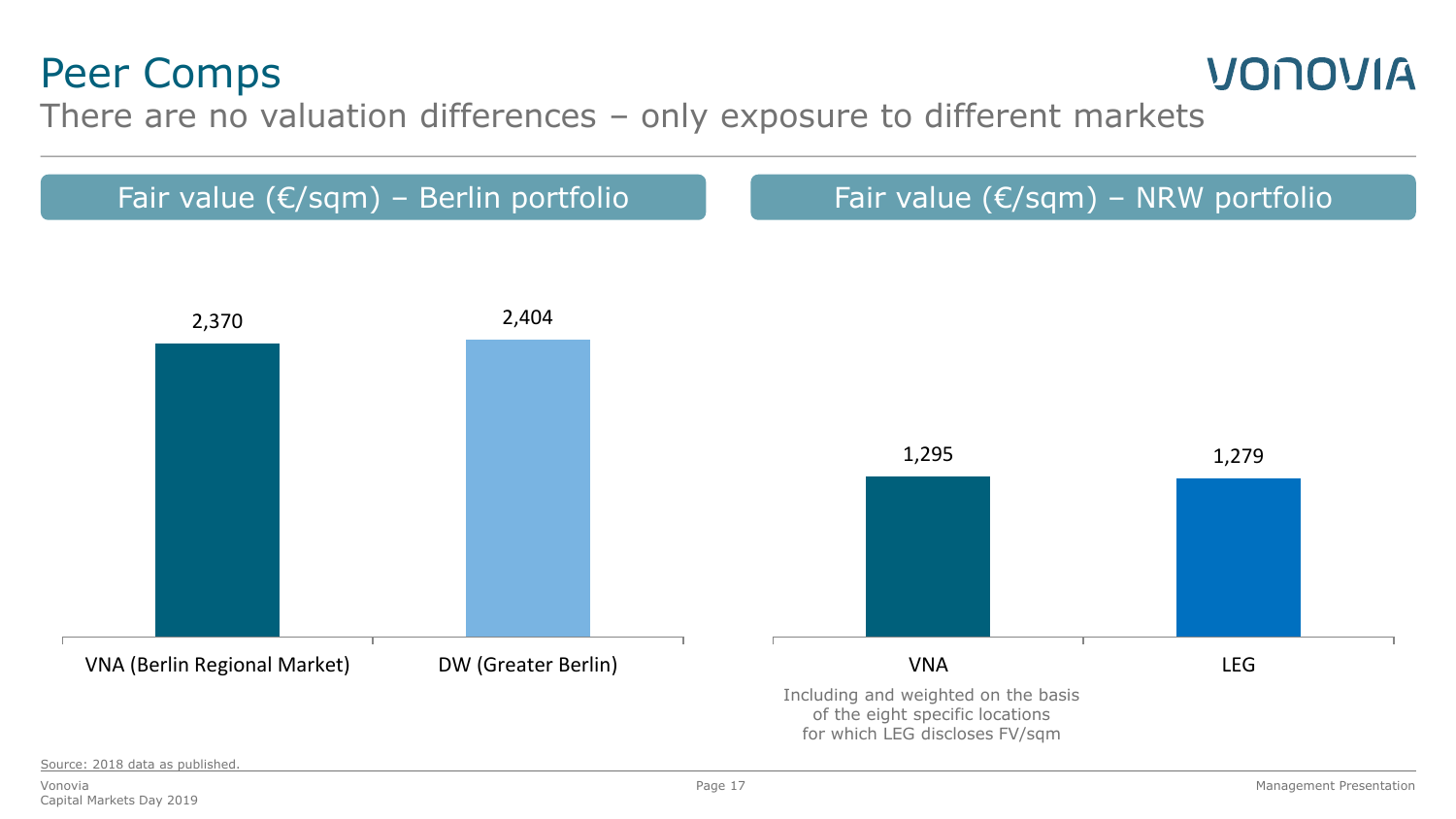# Peer Comps

## There are no valuation differences – only exposure to different markets

### Fair value (€/sqm) – Berlin portfolio

| | Fair value (€/sqm) |
| --- | --- |
| VNA (Berlin Regional Market) | 2,370 |
| DW (Greater Berlin) | 2,404 |

### Fair value (€/sqm) – NRW portfolio

| | Fair value (€/sqm) |
| --- | --- |
| VNA | 1,295 |
| LEG | 1,279 |

Including and weighted on the basis of the eight specific locations for which LEG discloses FV/sqm

Source: 2018 data as published.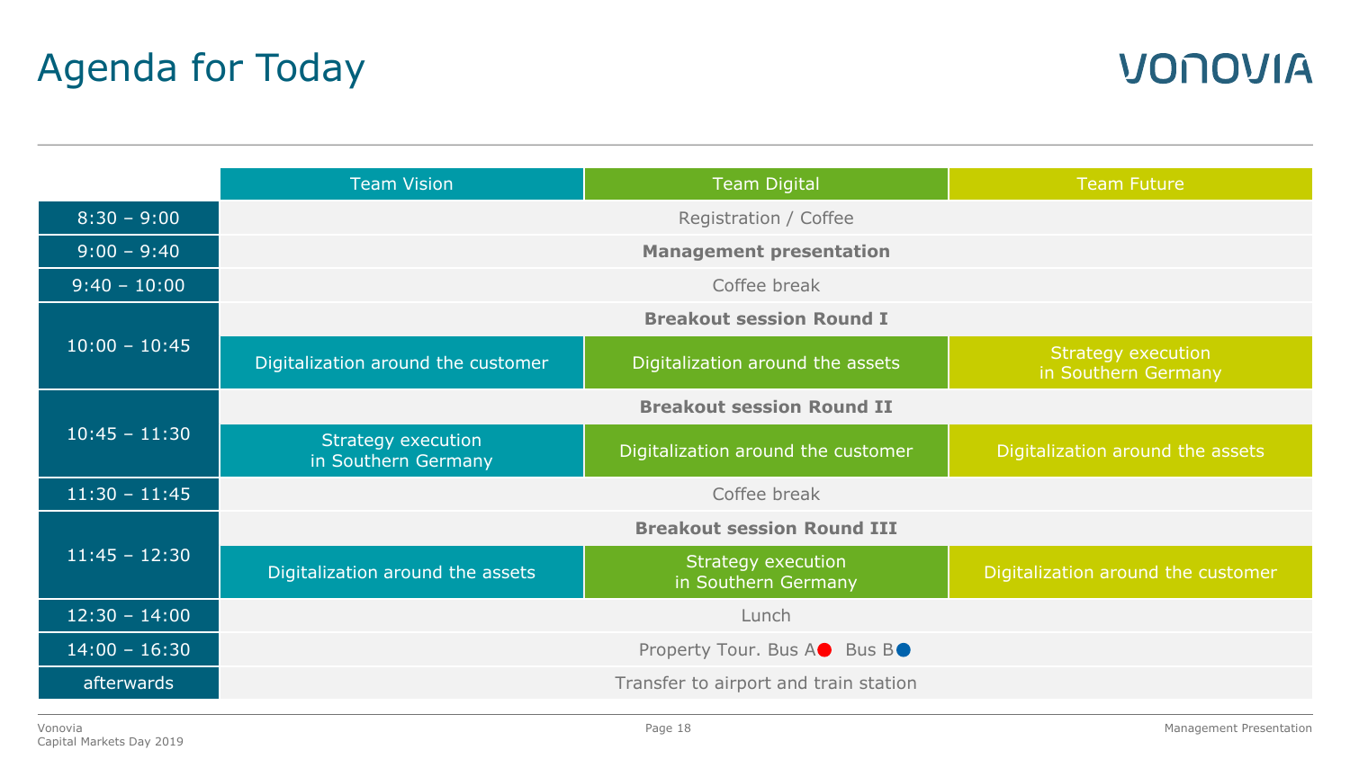# Agenda for Today

| | Team Vision | Team Digital | Team Future |
|---|---|---|---|
| 8:30 – 9:00 | Registration / Coffee | | |
| 9:00 – 9:40 | **Management presentation** | | |
| 9:40 – 10:00 | Coffee break | | |
| 10:00 – 10:45 | **Breakout session Round I** | | |
| | Digitalization around the customer | Digitalization around the assets | Strategy execution in Southern Germany |
| 10:45 – 11:30 | **Breakout session Round II** | | |
| | Strategy execution in Southern Germany | Digitalization around the customer | Digitalization around the assets |
| 11:30 – 11:45 | Coffee break | | |
| 11:45 – 12:30 | **Breakout session Round III** | | |
| | Digitalization around the assets | Strategy execution in Southern Germany | Digitalization around the customer |
| 12:30 – 14:00 | Lunch | | |
| 14:00 – 16:30 | Property Tour. Bus A● Bus B● | | |
| afterwards | Transfer to airport and train station | | |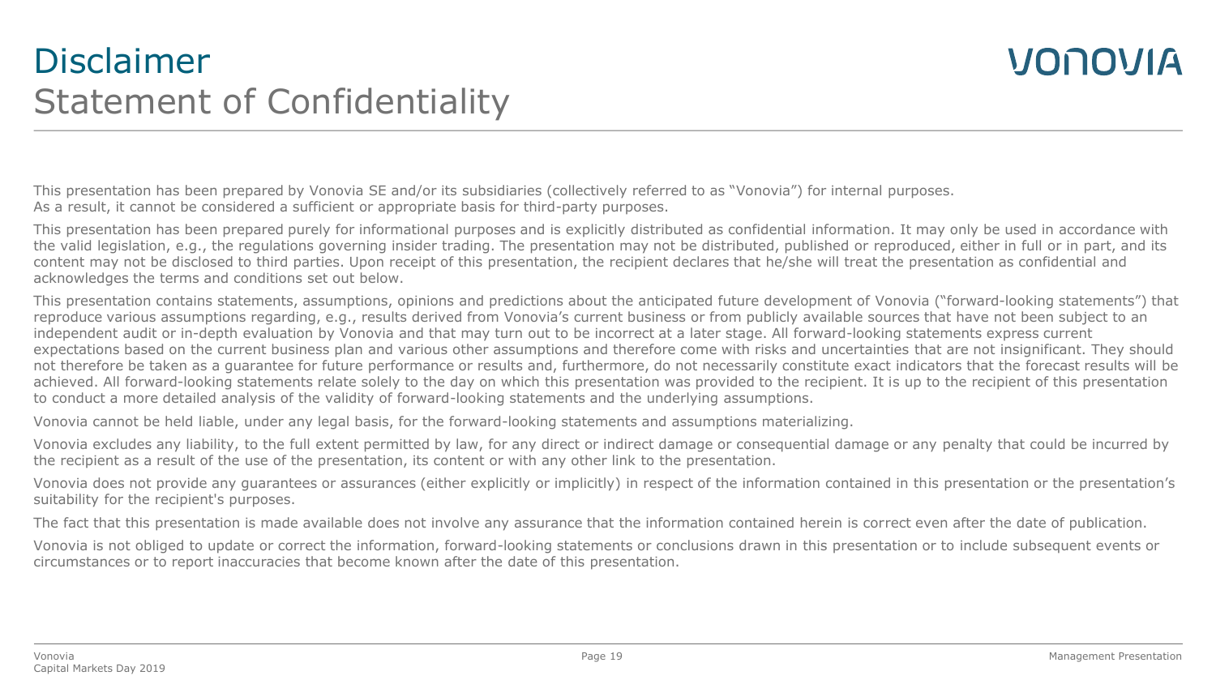# Disclaimer
## Statement of Confidentiality

This presentation has been prepared by Vonovia SE and/or its subsidiaries (collectively referred to as "Vonovia") for internal purposes. As a result, it cannot be considered a sufficient or appropriate basis for third-party purposes.

This presentation has been prepared purely for informational purposes and is explicitly distributed as confidential information. It may only be used in accordance with the valid legislation, e.g., the regulations governing insider trading. The presentation may not be distributed, published or reproduced, either in full or in part, and its content may not be disclosed to third parties. Upon receipt of this presentation, the recipient declares that he/she will treat the presentation as confidential and acknowledges the terms and conditions set out below.

This presentation contains statements, assumptions, opinions and predictions about the anticipated future development of Vonovia ("forward-looking statements") that reproduce various assumptions regarding, e.g., results derived from Vonovia's current business or from publicly available sources that have not been subject to an independent audit or in-depth evaluation by Vonovia and that may turn out to be incorrect at a later stage. All forward-looking statements express current expectations based on the current business plan and various other assumptions and therefore come with risks and uncertainties that are not insignificant. They should not therefore be taken as a guarantee for future performance or results and, furthermore, do not necessarily constitute exact indicators that the forecast results will be achieved. All forward-looking statements relate solely to the day on which this presentation was provided to the recipient. It is up to the recipient of this presentation to conduct a more detailed analysis of the validity of forward-looking statements and the underlying assumptions.

Vonovia cannot be held liable, under any legal basis, for the forward-looking statements and assumptions materializing.

Vonovia excludes any liability, to the full extent permitted by law, for any direct or indirect damage or consequential damage or any penalty that could be incurred by the recipient as a result of the use of the presentation, its content or with any other link to the presentation.

Vonovia does not provide any guarantees or assurances (either explicitly or implicitly) in respect of the information contained in this presentation or the presentation's suitability for the recipient's purposes.

The fact that this presentation is made available does not involve any assurance that the information contained herein is correct even after the date of publication.

Vonovia is not obliged to update or correct the information, forward-looking statements or conclusions drawn in this presentation or to include subsequent events or circumstances or to report inaccuracies that become known after the date of this presentation.